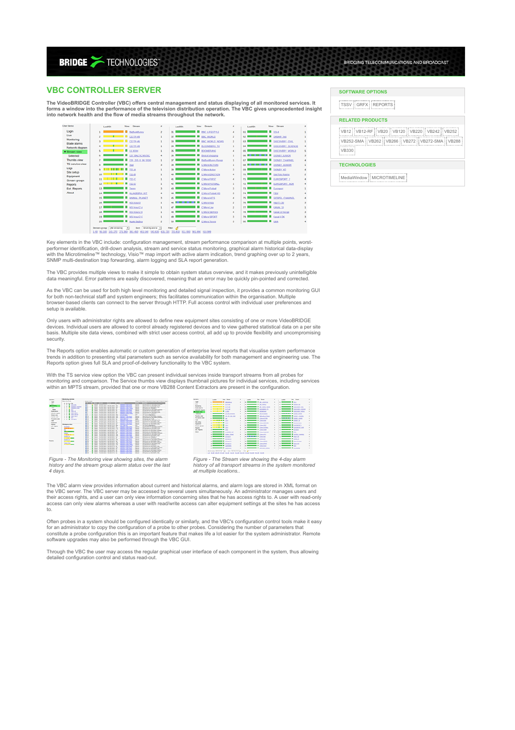# VBC CONTROLLER SERVER

**The VideoBRIDGE Controller (VBC) offers central management and status displaying of all monitored services. It forms a window into the performance of the television distribution operation. The VBC gives unprecedented insight into network health and the flow of media streams throughout the network.**

Key elements in the VBC include: configuration management, stream performance comparison at multiple points, worst-performer identification, drill-down analysis, stream and service status monitoring, graphical alarm historical data-display with the Microtimeline™ technology, Visio™ map import with active alarm indication, trend graphing over up to 2 years, SNMP multi-destination trap forwarding, alarm logging and SLA report generation.

The VBC provides multiple views to make it simple to obtain system status overview, and it makes previously unintelligible data meaningful. Error patterns are easily discovered, meaning that an error may be quickly pin-pointed and corrected.

As the VBC can be used for both high level monitoring and detailed signal inspection, it provides a common monitoring GUI for both non-technical staff and system engineers; this facilitates communication within the organisation. Multiple browser-based clients can connect to the server through HTTP. Full access control with individual user preferences and setup is available.

Only users with administrator rights are allowed to define new equipment sites consisting of one or more VideoBRIDGE devices. Individual users are allowed to control already registered devices and to view gathered statistical data on a per site basis. Multiple site data views, combined with strict user access control, all add up to provide flexibility and uncompromising security.

The Reports option enables automatic or custom generation of enterprise level reports that visualise system performance trends in addition to presenting vital parameters such as service availability for both management and engineering use. The Reports option gives full SLA and proof-of-delivery functionality to the VBC system.

With the TS service view option the VBC can present individual services inside transport streams from all probes for monitoring and comparison. The Service thumbs view displays thumbnail pictures for individual services, including services within an MPTS stream, provided that one or more VB288 Content Extractors are present in the configuration.

*Figure - The Monitoring view showing sites, the alarm history and the stream group alarm status over the last 4 days.*

*Figure - The Stream view showing the 4-day alarm history of all transport streams in the system monitored at multiple locations..*

The VBC alarm view provides information about current and historical alarms, and alarm logs are stored in XML format on the VBC server. The VBC server may be accessed by several users simultaneously. An administrator manages users and their access rights, and a user can only view information concerning sites that he has access rights to. A user with read-only access can only view alarms whereas a user with read/write access can alter equipment settings at the sites he has access to.

Often probes in a system should be configured identically or similarly, and the VBC's configuration control tools make it easy for an administrator to copy the configuration of a probe to other probes. Considering the number of parameters that constitute a probe configuration this is an important feature that makes life a lot easier for the system administrator. Remote software upgrades may also be performed through the VBC GUI.

Through the VBC the user may access the regular graphical user interface of each component in the system, thus allowing detailed configuration control and status read-out.

## SOFTWARE OPTIONS

TSSV | GRFX | REPORTS

## RELATED PRODUCTS

VB12 | VB12-RF | VB20 | VB120 | VB220 | VB242 | VB252 | VB252-SMA | VB262 | VB266 | VB272 | VB272-SMA | VB288 | VB330

## TECHNOLOGIES

MediaWindow | MICROTIMELINE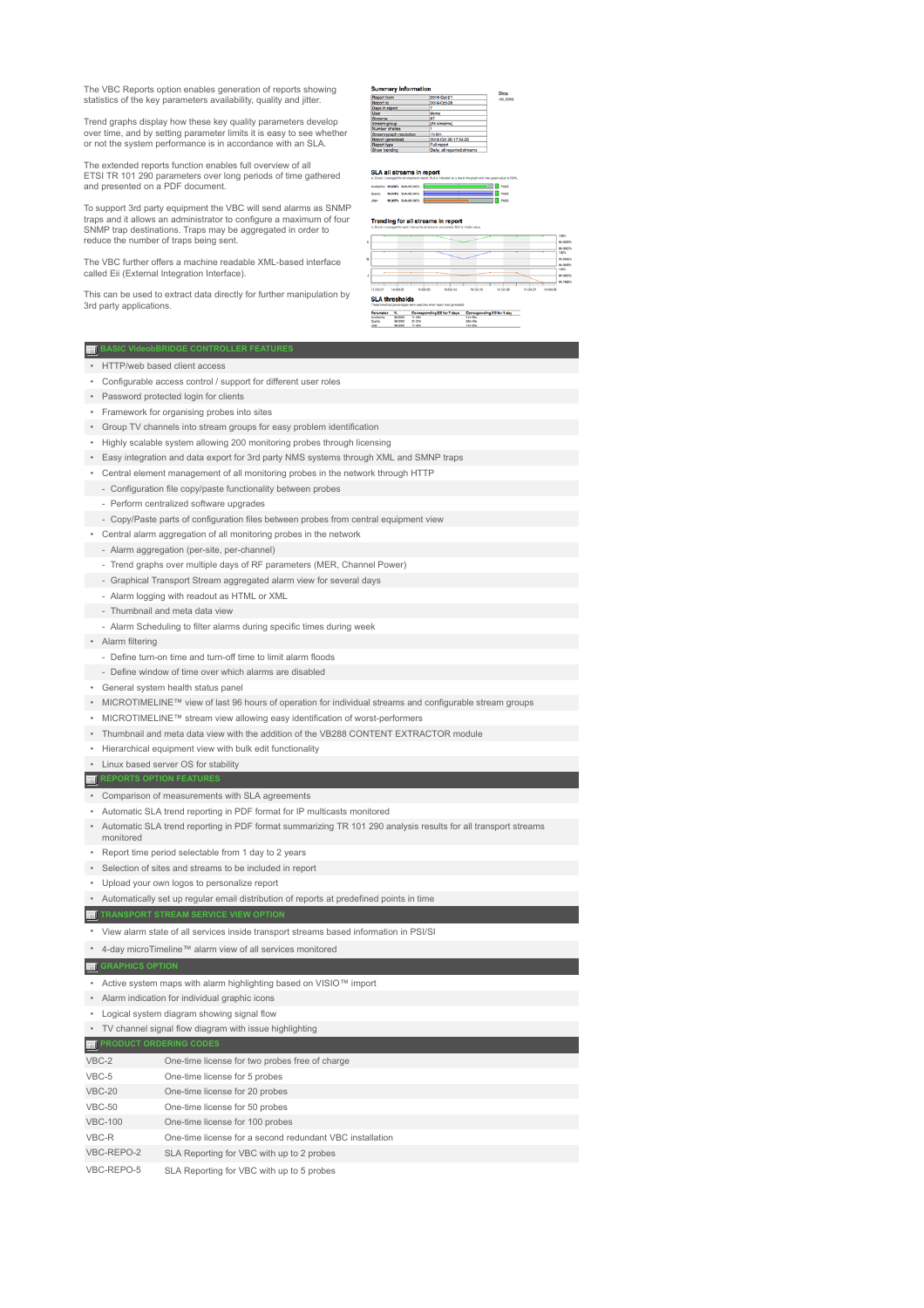The VBC Reports option enables generation of reports showing statistics of the key parameters availability, quality and jitter.

Trend graphs display how these key quality parameters develop over time, and by setting parameter limits it is easy to see whether or not the system performance is in accordance with an SLA.

The extended reports function enables full overview of all ETSI TR 101 290 parameters over long periods of time gathered and presented on a PDF document.

To support 3rd party equipment the VBC will send alarms as SNMP traps and it allows an administrator to configure a maximum of four SNMP trap destinations. Traps may be aggregated in order to reduce the number of traps being sent.

The VBC further offers a machine readable XML-based interface called Eii (External Integration Interface).

This can be used to extract data directly for further manipulation by 3rd party applications.

## BASIC VideobBRIDGE CONTROLLER FEATURES

- HTTP/web based client access
- Configurable access control / support for different user roles
- Password protected login for clients
- Framework for organising probes into sites
- Group TV channels into stream groups for easy problem identification
- Highly scalable system allowing 200 monitoring probes through licensing
- Easy integration and data export for 3rd party NMS systems through XML and SMNP traps
- Central element management of all monitoring probes in the network through HTTP
  - Configuration file copy/paste functionality between probes
  - Perform centralized software upgrades
  - Copy/Paste parts of configuration files between probes from central equipment view
- Central alarm aggregation of all monitoring probes in the network
  - Alarm aggregation (per-site, per-channel)
  - Trend graphs over multiple days of RF parameters (MER, Channel Power)
  - Graphical Transport Stream aggregated alarm view for several days
  - Alarm logging with readout as HTML or XML
  - Thumbnail and meta data view
  - Alarm Scheduling to filter alarms during specific times during week
- Alarm filtering
  - Define turn-on time and turn-off time to limit alarm floods
  - Define window of time over which alarms are disabled
- General system health status panel
- MICROTIMELINE™ view of last 96 hours of operation for individual streams and configurable stream groups
- MICROTIMELINE™ stream view allowing easy identification of worst-performers
- Thumbnail and meta data view with the addition of the VB288 CONTENT EXTRACTOR module
- Hierarchical equipment view with bulk edit functionality
- Linux based server OS for stability

## REPORTS OPTION FEATURES

- Comparison of measurements with SLA agreements
- Automatic SLA trend reporting in PDF format for IP multicasts monitored
- Automatic SLA trend reporting in PDF format summarizing TR 101 290 analysis results for all transport streams monitored
- Report time period selectable from 1 day to 2 years
- Selection of sites and streams to be included in report
- Upload your own logos to personalize report
- Automatically set up regular email distribution of reports at predefined points in time

## TRANSPORT STREAM SERVICE VIEW OPTION

- View alarm state of all services inside transport streams based information in PSI/SI
- 4-day microTimeline™ alarm view of all services monitored

## GRAPHICS OPTION

- Active system maps with alarm highlighting based on VISIO™ import
- Alarm indication for individual graphic icons
- Logical system diagram showing signal flow
- TV channel signal flow diagram with issue highlighting

## PRODUCT ORDERING CODES

| | |
|---|---|
| VBC-2 | One-time license for two probes free of charge |
| VBC-5 | One-time license for 5 probes |
| VBC-20 | One-time license for 20 probes |
| VBC-50 | One-time license for 50 probes |
| VBC-100 | One-time license for 100 probes |
| VBC-R | One-time license for a second redundant VBC installation |
| VBC-REPO-2 | SLA Reporting for VBC with up to 2 probes |
| VBC-REPO-5 | SLA Reporting for VBC with up to 5 probes |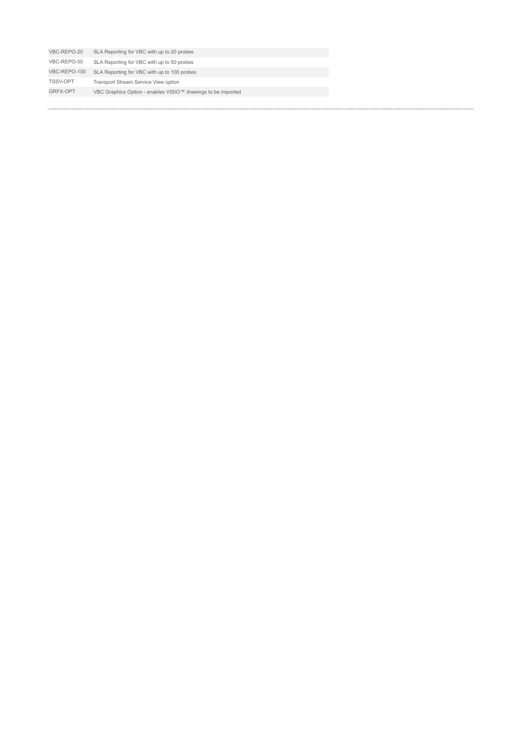| | |
|---|---|
| VBC-REPO-20 | SLA Reporting for VBC with up to 20 probes |
| VBC-REPO-50 | SLA Reporting for VBC with up to 50 probes |
| VBC-REPO-100 | SLA Reporting for VBC with up to 100 probes |
| TSSV-OPT | Transport Stream Service View option |
| GRFX-OPT | VBC Graphics Option - enables VISIO™ drawings to be imported |